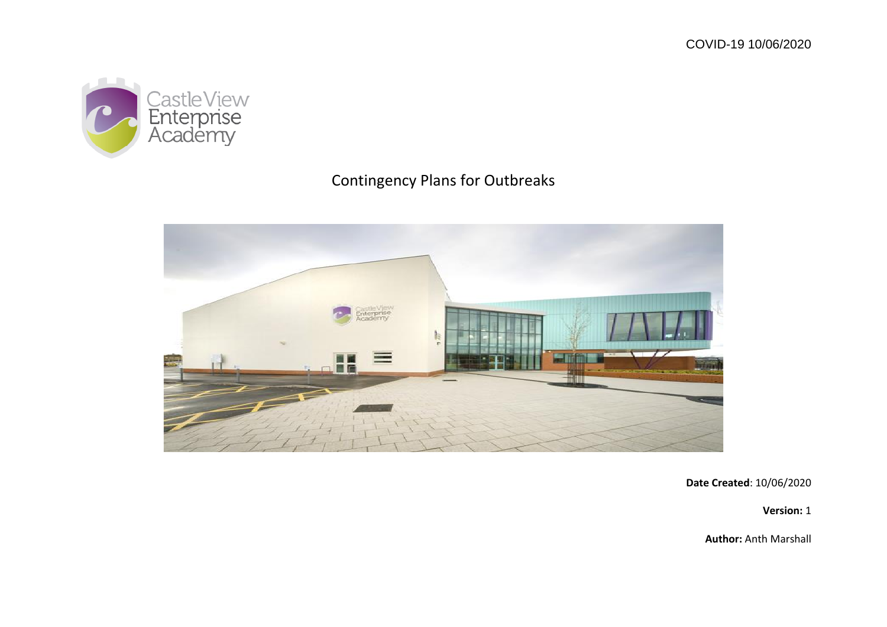COVID-19 10/06/2020

Castle View Enterprise Academy

# Contingency Plans for Outbreaks

**Date Created**: 10/06/2020

**Version:** 1

**Author:** Anth Marshall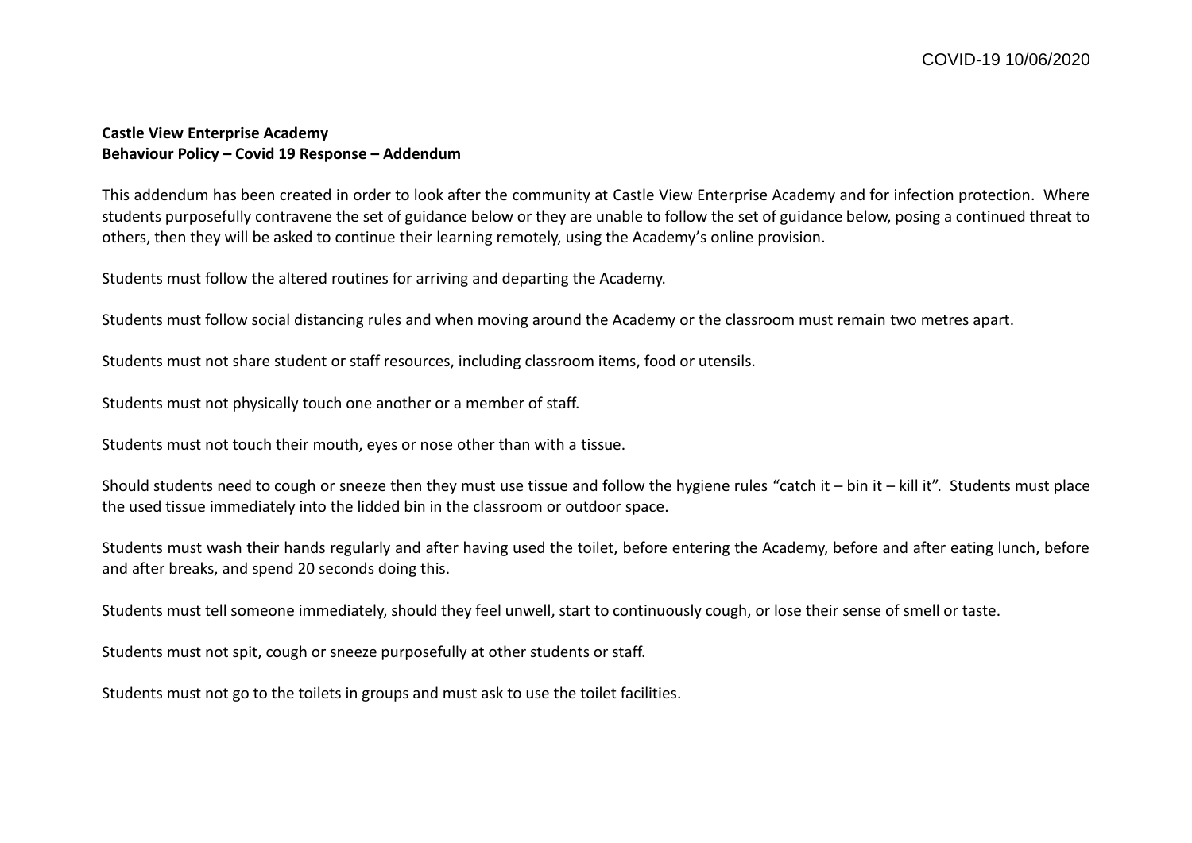**Castle View Enterprise Academy**
**Behaviour Policy – Covid 19 Response – Addendum**

This addendum has been created in order to look after the community at Castle View Enterprise Academy and for infection protection. Where students purposefully contravene the set of guidance below or they are unable to follow the set of guidance below, posing a continued threat to others, then they will be asked to continue their learning remotely, using the Academy's online provision.

Students must follow the altered routines for arriving and departing the Academy.

Students must follow social distancing rules and when moving around the Academy or the classroom must remain two metres apart.

Students must not share student or staff resources, including classroom items, food or utensils.

Students must not physically touch one another or a member of staff.

Students must not touch their mouth, eyes or nose other than with a tissue.

Should students need to cough or sneeze then they must use tissue and follow the hygiene rules "catch it – bin it – kill it". Students must place the used tissue immediately into the lidded bin in the classroom or outdoor space.

Students must wash their hands regularly and after having used the toilet, before entering the Academy, before and after eating lunch, before and after breaks, and spend 20 seconds doing this.

Students must tell someone immediately, should they feel unwell, start to continuously cough, or lose their sense of smell or taste.

Students must not spit, cough or sneeze purposefully at other students or staff.

Students must not go to the toilets in groups and must ask to use the toilet facilities.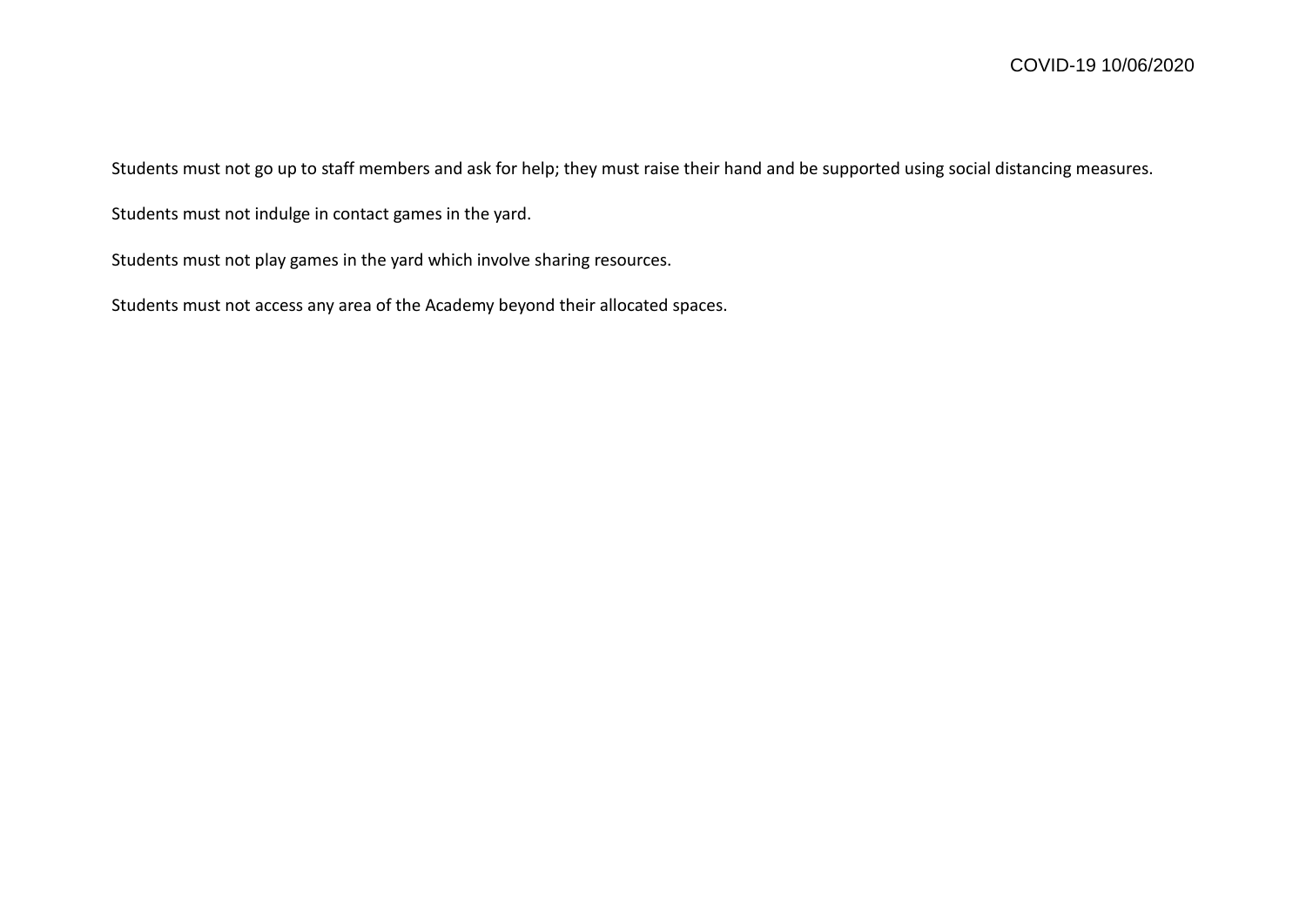Students must not go up to staff members and ask for help; they must raise their hand and be supported using social distancing measures.

Students must not indulge in contact games in the yard.

Students must not play games in the yard which involve sharing resources.

Students must not access any area of the Academy beyond their allocated spaces.